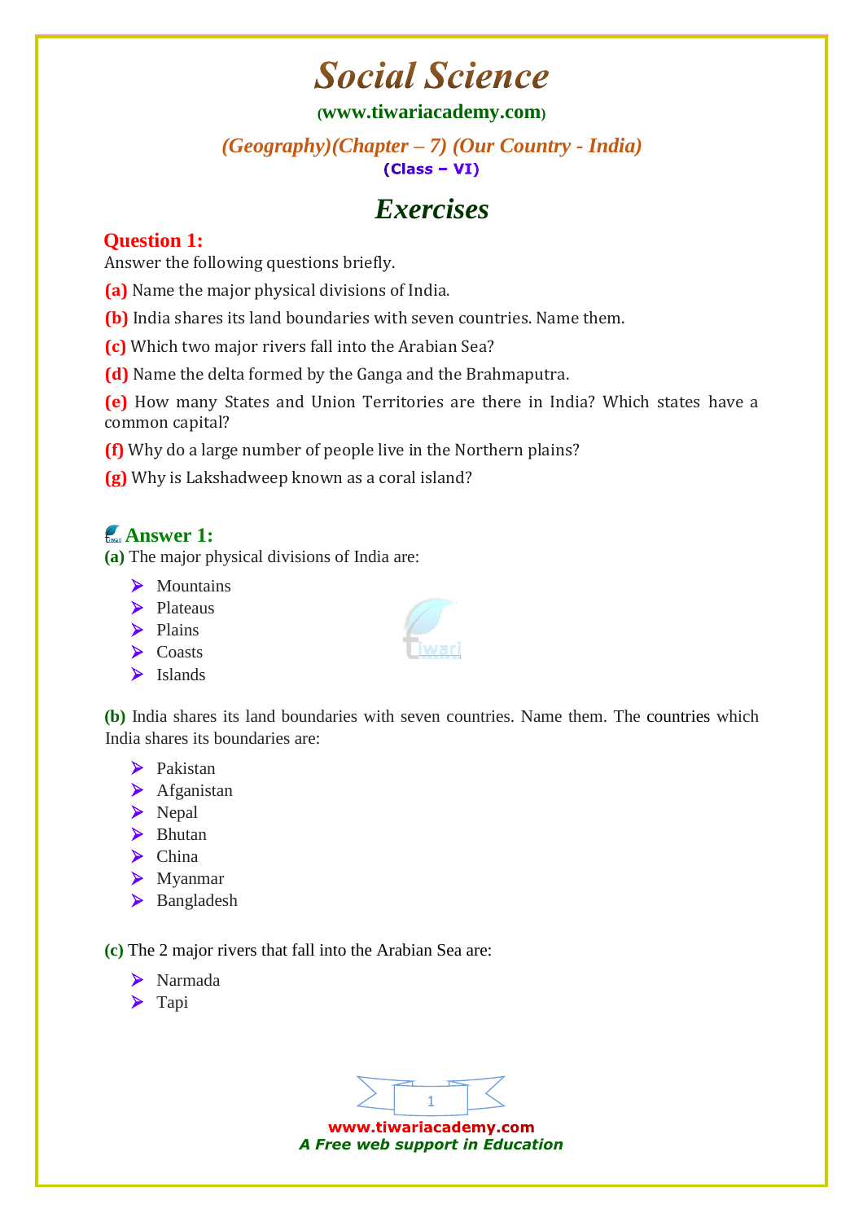# Social Science

(www.tiwariacademy.com)

*(Geography)(Chapter – 7) (Our Country - India)*

**(Class – VI)**

## Exercises

### Question 1:

Answer the following questions briefly.

**(a)** Name the major physical divisions of India.

**(b)** India shares its land boundaries with seven countries. Name them.

**(c)** Which two major rivers fall into the Arabian Sea?

**(d)** Name the delta formed by the Ganga and the Brahmaputra.

**(e)** How many States and Union Territories are there in India? Which states have a common capital?

**(f)** Why do a large number of people live in the Northern plains?

**(g)** Why is Lakshadweep known as a coral island?

### Answer 1:

**(a)** The major physical divisions of India are:

- Mountains
- Plateaus
- Plains
- Coasts
- Islands

**(b)** India shares its land boundaries with seven countries. Name them. The countries which India shares its boundaries are:

- Pakistan
- Afganistan
- Nepal
- Bhutan
- China
- Myanmar
- Bangladesh

**(c)** The 2 major rivers that fall into the Arabian Sea are:

- Narmada
- Tapi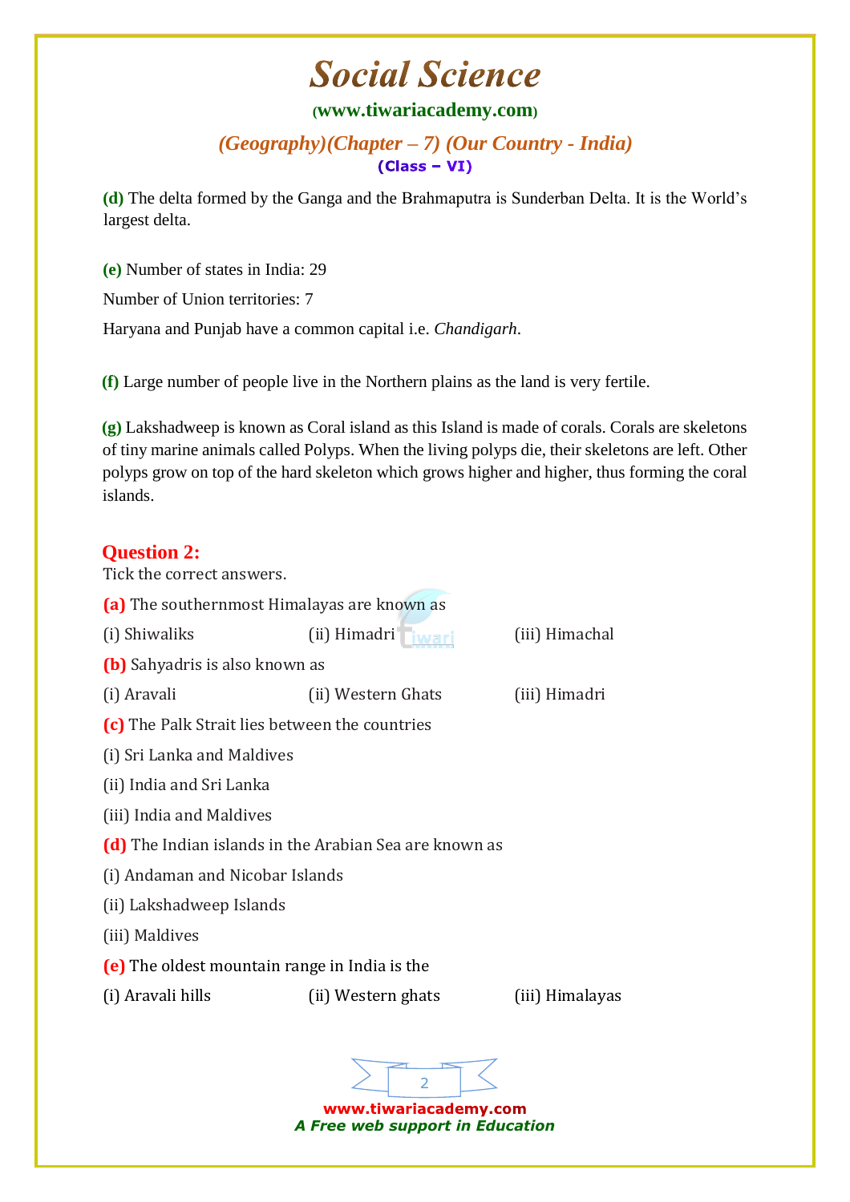**(d)** The delta formed by the Ganga and the Brahmaputra is Sunderban Delta. It is the World's largest delta.

**(e)** Number of states in India: 29

Number of Union territories: 7

Haryana and Punjab have a common capital i.e. *Chandigarh*.

**(f)** Large number of people live in the Northern plains as the land is very fertile.

**(g)** Lakshadweep is known as Coral island as this Island is made of corals. Corals are skeletons of tiny marine animals called Polyps. When the living polyps die, their skeletons are left. Other polyps grow on top of the hard skeleton which grows higher and higher, thus forming the coral islands.

## Question 2:

Tick the correct answers.

**(a)** The southernmost Himalayas are known as

(i) Shiwaliks (ii) Himadri (iii) Himachal

**(b)** Sahyadris is also known as

(i) Aravali (ii) Western Ghats (iii) Himadri

**(c)** The Palk Strait lies between the countries

(i) Sri Lanka and Maldives

(ii) India and Sri Lanka

(iii) India and Maldives

**(d)** The Indian islands in the Arabian Sea are known as

(i) Andaman and Nicobar Islands

(ii) Lakshadweep Islands

(iii) Maldives

**(e)** The oldest mountain range in India is the

(i) Aravali hills (ii) Western ghats (iii) Himalayas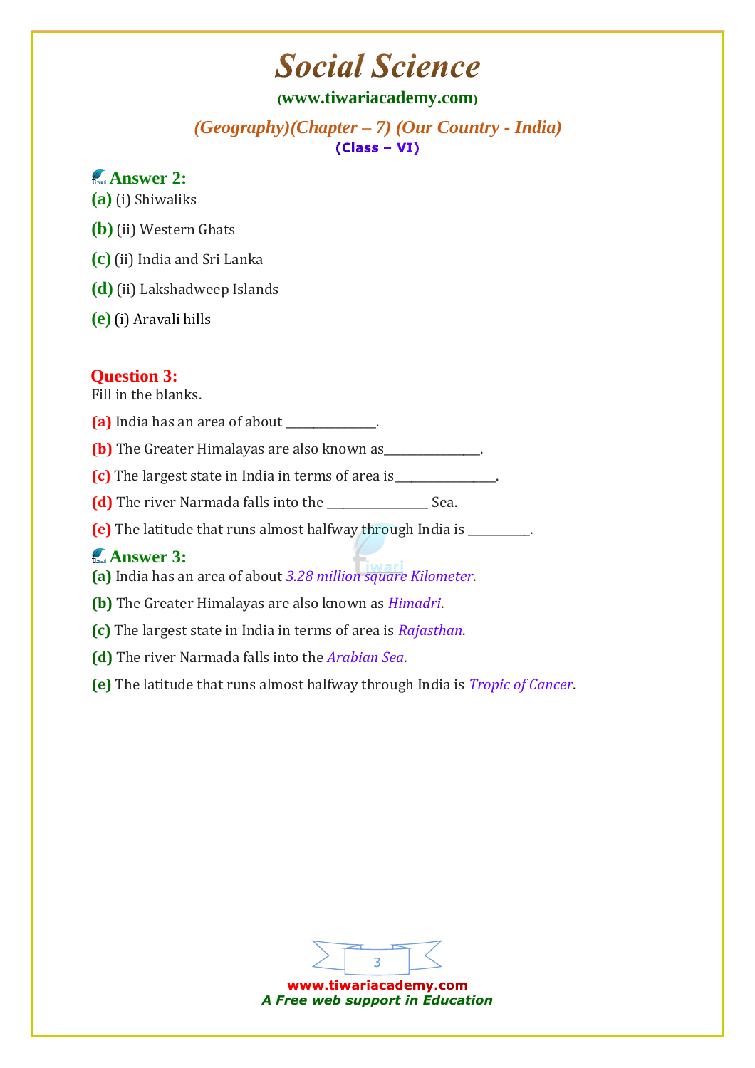### Answer 2:

**(a)** (i) Shiwaliks

**(b)** (ii) Western Ghats

**(c)** (ii) India and Sri Lanka

**(d)** (ii) Lakshadweep Islands

**(e)** (i) Aravali hills

### Question 3:

Fill in the blanks.

**(a)** India has an area of about _______________.

**(b)** The Greater Himalayas are also known as________________.

**(c)** The largest state in India in terms of area is_________________.

**(d)** The river Narmada falls into the _________________ Sea.

**(e)** The latitude that runs almost halfway through India is ___________.

### Answer 3:

**(a)** India has an area of about *3.28 million square Kilometer*.

**(b)** The Greater Himalayas are also known as *Himadri*.

**(c)** The largest state in India in terms of area is *Rajasthan*.

**(d)** The river Narmada falls into the *Arabian Sea*.

**(e)** The latitude that runs almost halfway through India is *Tropic of Cancer*.